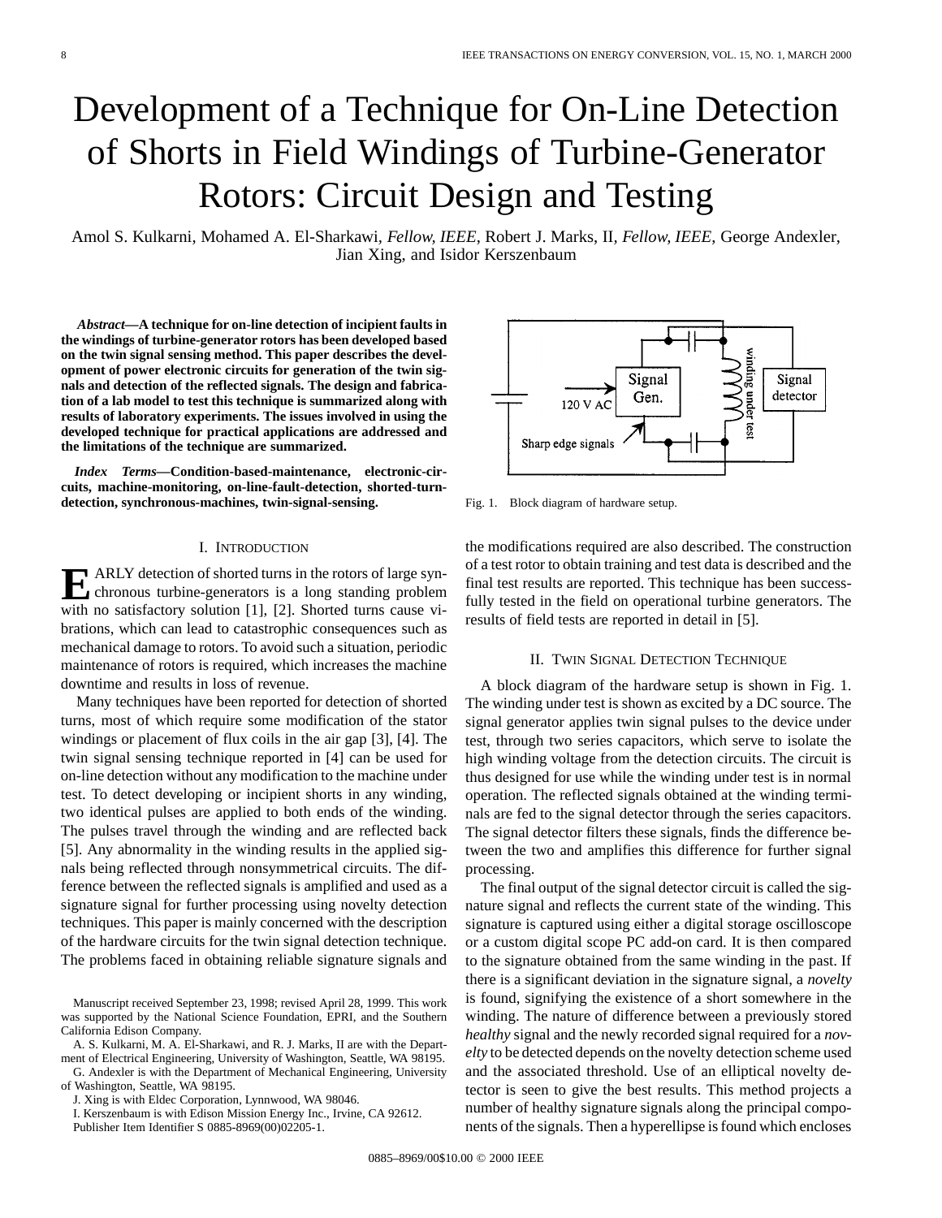# Development of a Technique for On-Line Detection of Shorts in Field Windings of Turbine-Generator Rotors: Circuit Design and Testing

Amol S. Kulkarni, Mohamed A. El-Sharkawi, *Fellow, IEEE*, Robert J. Marks, II, *Fellow, IEEE*, George Andexler, Jian Xing, and Isidor Kerszenbaum

***Abstract*—A technique for on-line detection of incipient faults in the windings of turbine-generator rotors has been developed based on the twin signal sensing method. This paper describes the development of power electronic circuits for generation of the twin signals and detection of the reflected signals. The design and fabrication of a lab model to test this technique is summarized along with results of laboratory experiments. The issues involved in using the developed technique for practical applications are addressed and the limitations of the technique are summarized.**

***Index Terms*—Condition-based-maintenance, electronic-circuits, machine-monitoring, on-line-fault-detection, shorted-turn-detection, synchronous-machines, twin-signal-sensing.**

## I. Introduction

Early detection of shorted turns in the rotors of large synchronous turbine-generators is a long standing problem with no satisfactory solution [1], [2]. Shorted turns cause vibrations, which can lead to catastrophic consequences such as mechanical damage to rotors. To avoid such a situation, periodic maintenance of rotors is required, which increases the machine downtime and results in loss of revenue.

Many techniques have been reported for detection of shorted turns, most of which require some modification of the stator windings or placement of flux coils in the air gap [3], [4]. The twin signal sensing technique reported in [4] can be used for on-line detection without any modification to the machine under test. To detect developing or incipient shorts in any winding, two identical pulses are applied to both ends of the winding. The pulses travel through the winding and are reflected back [5]. Any abnormality in the winding results in the applied signals being reflected through nonsymmetrical circuits. The difference between the reflected signals is amplified and used as a signature signal for further processing using novelty detection techniques. This paper is mainly concerned with the description of the hardware circuits for the twin signal detection technique. The problems faced in obtaining reliable signature signals and the modifications required are also described. The construction of a test rotor to obtain training and test data is described and the final test results are reported. This technique has been successfully tested in the field on operational turbine generators. The results of field tests are reported in detail in [5].

Manuscript received September 23, 1998; revised April 28, 1999. This work was supported by the National Science Foundation, EPRI, and the Southern California Edison Company.

A. S. Kulkarni, M. A. El-Sharkawi, and R. J. Marks, II are with the Department of Electrical Engineering, University of Washington, Seattle, WA 98195.

G. Andexler is with the Department of Mechanical Engineering, University of Washington, Seattle, WA 98195.

J. Xing is with Eldec Corporation, Lynnwood, WA 98046.

I. Kerszenbaum is with Edison Mission Energy Inc., Irvine, CA 92612.

Publisher Item Identifier S 0885-8969(00)02205-1.

Fig. 1. Block diagram of hardware setup.

## II. Twin Signal Detection Technique

A block diagram of the hardware setup is shown in Fig. 1. The winding under test is shown as excited by a DC source. The signal generator applies twin signal pulses to the device under test, through two series capacitors, which serve to isolate the high winding voltage from the detection circuits. The circuit is thus designed for use while the winding under test is in normal operation. The reflected signals obtained at the winding terminals are fed to the signal detector through the series capacitors. The signal detector filters these signals, finds the difference between the two and amplifies this difference for further signal processing.

The final output of the signal detector circuit is called the signature signal and reflects the current state of the winding. This signature is captured using either a digital storage oscilloscope or a custom digital scope PC add-on card. It is then compared to the signature obtained from the same winding in the past. If there is a significant deviation in the signature signal, a *novelty* is found, signifying the existence of a short somewhere in the winding. The nature of difference between a previously stored *healthy* signal and the newly recorded signal required for a *novelty* to be detected depends on the novelty detection scheme used and the associated threshold. Use of an elliptical novelty detector is seen to give the best results. This method projects a number of healthy signature signals along the principal components of the signals. Then a hyperellipse is found which encloses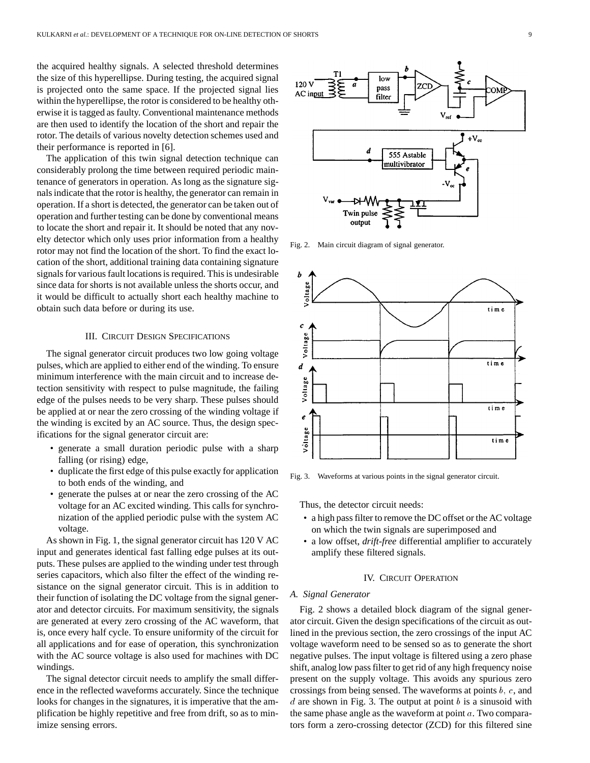the acquired healthy signals. A selected threshold determines the size of this hyperellipse. During testing, the acquired signal is projected onto the same space. If the projected signal lies within the hyperellipse, the rotor is considered to be healthy otherwise it is tagged as faulty. Conventional maintenance methods are then used to identify the location of the short and repair the rotor. The details of various novelty detection schemes used and their performance is reported in [6].

The application of this twin signal detection technique can considerably prolong the time between required periodic maintenance of generators in operation. As long as the signature signals indicate that the rotor is healthy, the generator can remain in operation. If a short is detected, the generator can be taken out of operation and further testing can be done by conventional means to locate the short and repair it. It should be noted that any novelty detector which only uses prior information from a healthy rotor may not find the location of the short. To find the exact location of the short, additional training data containing signature signals for various fault locations is required. This is undesirable since data for shorts is not available unless the shorts occur, and it would be difficult to actually short each healthy machine to obtain such data before or during its use.

## III. Circuit Design Specifications

The signal generator circuit produces two low going voltage pulses, which are applied to either end of the winding. To ensure minimum interference with the main circuit and to increase detection sensitivity with respect to pulse magnitude, the failing edge of the pulses needs to be very sharp. These pulses should be applied at or near the zero crossing of the winding voltage if the winding is excited by an AC source. Thus, the design specifications for the signal generator circuit are:

- generate a small duration periodic pulse with a sharp falling (or rising) edge,
- duplicate the first edge of this pulse exactly for application to both ends of the winding, and
- generate the pulses at or near the zero crossing of the AC voltage for an AC excited winding. This calls for synchronization of the applied periodic pulse with the system AC voltage.

As shown in Fig. 1, the signal generator circuit has 120 V AC input and generates identical fast falling edge pulses at its outputs. These pulses are applied to the winding under test through series capacitors, which also filter the effect of the winding resistance on the signal generator circuit. This is in addition to their function of isolating the DC voltage from the signal generator and detector circuits. For maximum sensitivity, the signals are generated at every zero crossing of the AC waveform, that is, once every half cycle. To ensure uniformity of the circuit for all applications and for ease of operation, this synchronization with the AC source voltage is also used for machines with DC windings.

The signal detector circuit needs to amplify the small difference in the reflected waveforms accurately. Since the technique looks for changes in the signatures, it is imperative that the amplification be highly repetitive and free from drift, so as to minimize sensing errors.

120 V AC input
T1
a
low pass filter
b
ZCD
c
COMP
$V_{ref}$
d
555 Astable multivibrator
$+V_{cc}$
e
$-V_{cc}$
$V_{var}$
Twin pulse output

Fig. 2. Main circuit diagram of signal generator.

b
Voltage
time
c
Voltage
time
d
Voltage
time
e
Voltage
time

Fig. 3. Waveforms at various points in the signal generator circuit.

Thus, the detector circuit needs:

- a high pass filter to remove the DC offset or the AC voltage on which the twin signals are superimposed and
- a low offset, *drift-free* differential amplifier to accurately amplify these filtered signals.

## IV. Circuit Operation

### A. Signal Generator

Fig. 2 shows a detailed block diagram of the signal generator circuit. Given the design specifications of the circuit as outlined in the previous section, the zero crossings of the input AC voltage waveform need to be sensed so as to generate the short negative pulses. The input voltage is filtered using a zero phase shift, analog low pass filter to get rid of any high frequency noise present on the supply voltage. This avoids any spurious zero crossings from being sensed. The waveforms at points $b$, $c$, and $d$ are shown in Fig. 3. The output at point $b$ is a sinusoid with the same phase angle as the waveform at point $a$. Two comparators form a zero-crossing detector (ZCD) for this filtered sine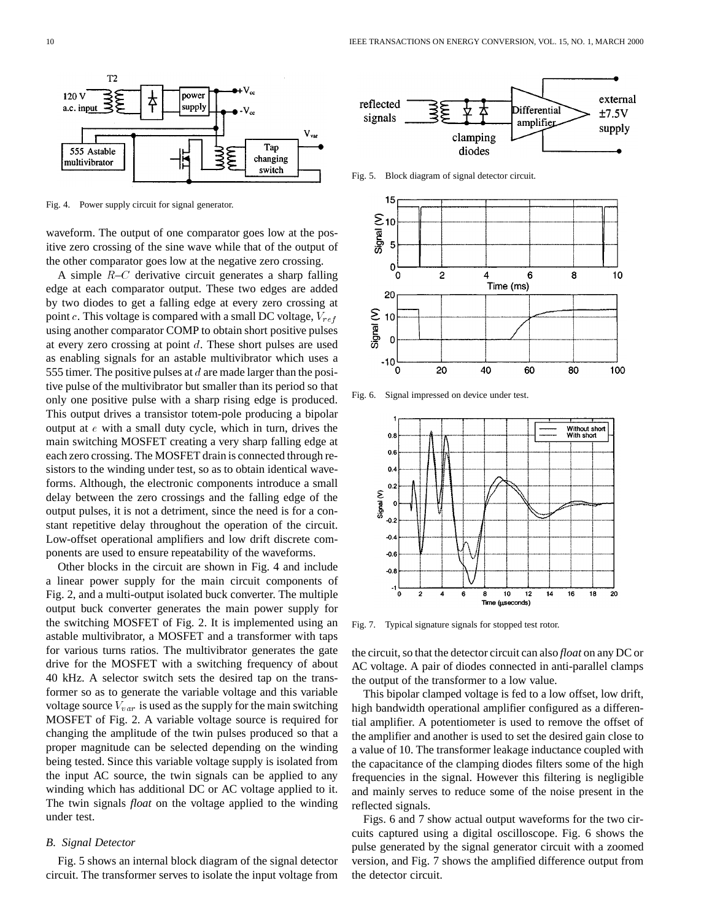Fig. 4. Power supply circuit for signal generator.

waveform. The output of one comparator goes low at the positive zero crossing of the sine wave while that of the output of the other comparator goes low at the negative zero crossing.

A simple $R$–$C$ derivative circuit generates a sharp falling edge at each comparator output. These two edges are added by two diodes to get a falling edge at every zero crossing at point $c$. This voltage is compared with a small DC voltage, $V_{ref}$ using another comparator COMP to obtain short positive pulses at every zero crossing at point $d$. These short pulses are used as enabling signals for an astable multivibrator which uses a 555 timer. The positive pulses at $d$ are made larger than the positive pulse of the multivibrator but smaller than its period so that only one positive pulse with a sharp rising edge is produced. This output drives a transistor totem-pole producing a bipolar output at $e$ with a small duty cycle, which in turn, drives the main switching MOSFET creating a very sharp falling edge at each zero crossing. The MOSFET drain is connected through resistors to the winding under test, so as to obtain identical waveforms. Although, the electronic components introduce a small delay between the zero crossings and the falling edge of the output pulses, it is not a detriment, since the need is for a constant repetitive delay throughout the operation of the circuit. Low-offset operational amplifiers and low drift discrete components are used to ensure repeatability of the waveforms.

Other blocks in the circuit are shown in Fig. 4 and include a linear power supply for the main circuit components of Fig. 2, and a multi-output isolated buck converter. The multiple output buck converter generates the main power supply for the switching MOSFET of Fig. 2. It is implemented using an astable multivibrator, a MOSFET and a transformer with taps for various turns ratios. The multivibrator generates the gate drive for the MOSFET with a switching frequency of about 40 kHz. A selector switch sets the desired tap on the transformer so as to generate the variable voltage and this variable voltage source $V_{var}$ is used as the supply for the main switching MOSFET of Fig. 2. A variable voltage source is required for changing the amplitude of the twin pulses produced so that a proper magnitude can be selected depending on the winding being tested. Since this variable voltage supply is isolated from the input AC source, the twin signals can be applied to any winding which has additional DC or AC voltage applied to it. The twin signals *float* on the voltage applied to the winding under test.

### B. Signal Detector

Fig. 5 shows an internal block diagram of the signal detector circuit. The transformer serves to isolate the input voltage from the circuit, so that the detector circuit can also *float* on any DC or AC voltage. A pair of diodes connected in anti-parallel clamps the output of the transformer to a low value.

Fig. 5. Block diagram of signal detector circuit.

Fig. 6. Signal impressed on device under test.

Fig. 7. Typical signature signals for stopped test rotor.

This bipolar clamped voltage is fed to a low offset, low drift, high bandwidth operational amplifier configured as a differential amplifier. A potentiometer is used to remove the offset of the amplifier and another is used to set the desired gain close to a value of 10. The transformer leakage inductance coupled with the capacitance of the clamping diodes filters some of the high frequencies in the signal. However this filtering is negligible and mainly serves to reduce some of the noise present in the reflected signals.

Figs. 6 and 7 show actual output waveforms for the two circuits captured using a digital oscilloscope. Fig. 6 shows the pulse generated by the signal generator circuit with a zoomed version, and Fig. 7 shows the amplified difference output from the detector circuit.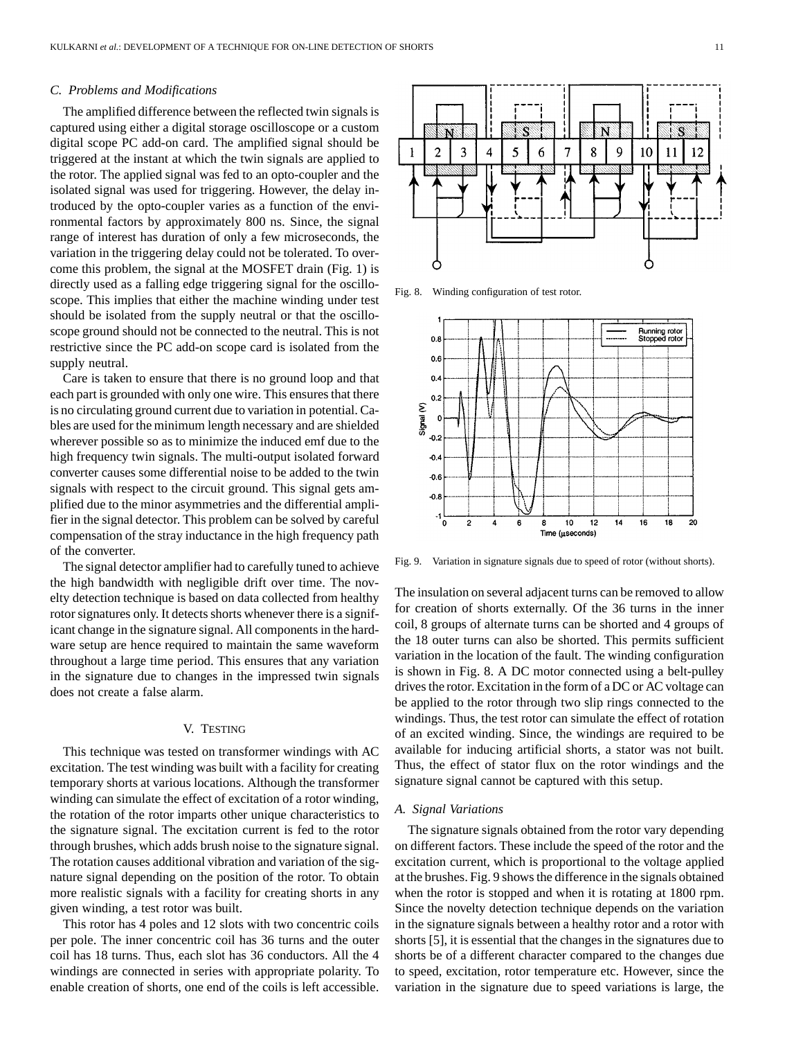### C. Problems and Modifications

The amplified difference between the reflected twin signals is captured using either a digital storage oscilloscope or a custom digital scope PC add-on card. The amplified signal should be triggered at the instant at which the twin signals are applied to the rotor. The applied signal was fed to an opto-coupler and the isolated signal was used for triggering. However, the delay introduced by the opto-coupler varies as a function of the environmental factors by approximately 800 ns. Since, the signal range of interest has duration of only a few microseconds, the variation in the triggering delay could not be tolerated. To overcome this problem, the signal at the MOSFET drain (Fig. 1) is directly used as a falling edge triggering signal for the oscilloscope. This implies that either the machine winding under test should be isolated from the supply neutral or that the oscilloscope ground should not be connected to the neutral. This is not restrictive since the PC add-on scope card is isolated from the supply neutral.

Care is taken to ensure that there is no ground loop and that each part is grounded with only one wire. This ensures that there is no circulating ground current due to variation in potential. Cables are used for the minimum length necessary and are shielded wherever possible so as to minimize the induced emf due to the high frequency twin signals. The multi-output isolated forward converter causes some differential noise to be added to the twin signals with respect to the circuit ground. This signal gets amplified due to the minor asymmetries and the differential amplifier in the signal detector. This problem can be solved by careful compensation of the stray inductance in the high frequency path of the converter.

The signal detector amplifier had to carefully tuned to achieve the high bandwidth with negligible drift over time. The novelty detection technique is based on data collected from healthy rotor signatures only. It detects shorts whenever there is a significant change in the signature signal. All components in the hardware setup are hence required to maintain the same waveform throughout a large time period. This ensures that any variation in the signature due to changes in the impressed twin signals does not create a false alarm.

## V. Testing

This technique was tested on transformer windings with AC excitation. The test winding was built with a facility for creating temporary shorts at various locations. Although the transformer winding can simulate the effect of excitation of a rotor winding, the rotation of the rotor imparts other unique characteristics to the signature signal. The excitation current is fed to the rotor through brushes, which adds brush noise to the signature signal. The rotation causes additional vibration and variation of the signature signal depending on the position of the rotor. To obtain more realistic signals with a facility for creating shorts in any given winding, a test rotor was built.

This rotor has 4 poles and 12 slots with two concentric coils per pole. The inner concentric coil has 36 turns and the outer coil has 18 turns. Thus, each slot has 36 conductors. All the 4 windings are connected in series with appropriate polarity. To enable creation of shorts, one end of the coils is left accessible. The insulation on several adjacent turns can be removed to allow for creation of shorts externally. Of the 36 turns in the inner coil, 8 groups of alternate turns can be shorted and 4 groups of the 18 outer turns can also be shorted. This permits sufficient variation in the location of the fault. The winding configuration is shown in Fig. 8. A DC motor connected using a belt-pulley drives the rotor. Excitation in the form of a DC or AC voltage can be applied to the rotor through two slip rings connected to the windings. Thus, the test rotor can simulate the effect of rotation of an excited winding. Since, the windings are required to be available for inducing artificial shorts, a stator was not built. Thus, the effect of stator flux on the rotor windings and the signature signal cannot be captured with this setup.

Fig. 8. Winding configuration of test rotor.

Fig. 9. Variation in signature signals due to speed of rotor (without shorts).

### A. Signal Variations

The signature signals obtained from the rotor vary depending on different factors. These include the speed of the rotor and the excitation current, which is proportional to the voltage applied at the brushes. Fig. 9 shows the difference in the signals obtained when the rotor is stopped and when it is rotating at 1800 rpm. Since the novelty detection technique depends on the variation in the signature signals between a healthy rotor and a rotor with shorts [5], it is essential that the changes in the signatures due to shorts be of a different character compared to the changes due to speed, excitation, rotor temperature etc. However, since the variation in the signature due to speed variations is large, the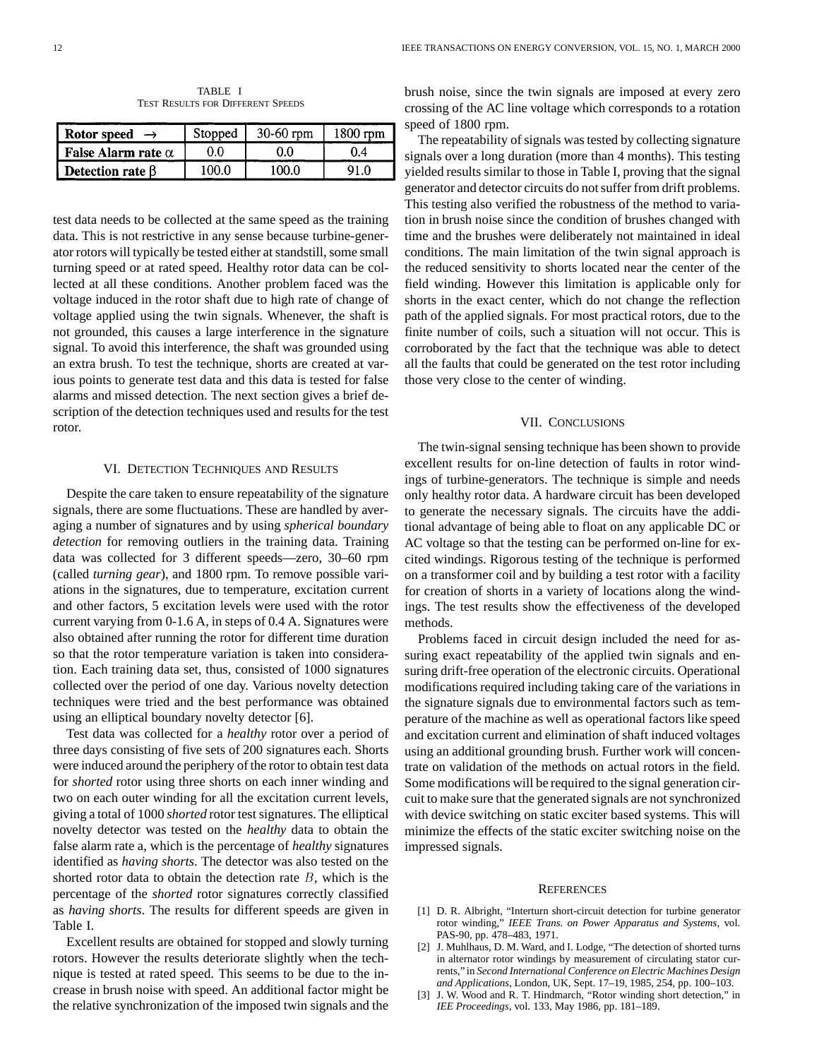TABLE I
TEST RESULTS FOR DIFFERENT SPEEDS

| Rotor speed $\rightarrow$ | Stopped | 30-60 rpm | 1800 rpm |
|---|---|---|---|
| False Alarm rate $\alpha$ | 0.0 | 0.0 | 0.4 |
| Detection rate $\beta$ | 100.0 | 100.0 | 91.0 |

test data needs to be collected at the same speed as the training data. This is not restrictive in any sense because turbine-generator rotors will typically be tested either at standstill, some small turning speed or at rated speed. Healthy rotor data can be collected at all these conditions. Another problem faced was the voltage induced in the rotor shaft due to high rate of change of voltage applied using the twin signals. Whenever, the shaft is not grounded, this causes a large interference in the signature signal. To avoid this interference, the shaft was grounded using an extra brush. To test the technique, shorts are created at various points to generate test data and this data is tested for false alarms and missed detection. The next section gives a brief description of the detection techniques used and results for the test rotor.

## VI. Detection Techniques and Results

Despite the care taken to ensure repeatability of the signature signals, there are some fluctuations. These are handled by averaging a number of signatures and by using *spherical boundary detection* for removing outliers in the training data. Training data was collected for 3 different speeds—zero, 30–60 rpm (called *turning gear*), and 1800 rpm. To remove possible variations in the signatures, due to temperature, excitation current and other factors, 5 excitation levels were used with the rotor current varying from 0-1.6 A, in steps of 0.4 A. Signatures were also obtained after running the rotor for different time duration so that the rotor temperature variation is taken into consideration. Each training data set, thus, consisted of 1000 signatures collected over the period of one day. Various novelty detection techniques were tried and the best performance was obtained using an elliptical boundary novelty detector [6].

Test data was collected for a *healthy* rotor over a period of three days consisting of five sets of 200 signatures each. Shorts were induced around the periphery of the rotor to obtain test data for *shorted* rotor using three shorts on each inner winding and two on each outer winding for all the excitation current levels, giving a total of 1000 *shorted* rotor test signatures. The elliptical novelty detector was tested on the *healthy* data to obtain the false alarm rate a, which is the percentage of *healthy* signatures identified as *having shorts*. The detector was also tested on the shorted rotor data to obtain the detection rate $B$, which is the percentage of the *shorted* rotor signatures correctly classified as *having shorts*. The results for different speeds are given in Table I.

Excellent results are obtained for stopped and slowly turning rotors. However the results deteriorate slightly when the technique is tested at rated speed. This seems to be due to the increase in brush noise with speed. An additional factor might be the relative synchronization of the imposed twin signals and the brush noise, since the twin signals are imposed at every zero crossing of the AC line voltage which corresponds to a rotation speed of 1800 rpm.

The repeatability of signals was tested by collecting signature signals over a long duration (more than 4 months). This testing yielded results similar to those in Table I, proving that the signal generator and detector circuits do not suffer from drift problems. This testing also verified the robustness of the method to variation in brush noise since the condition of brushes changed with time and the brushes were deliberately not maintained in ideal conditions. The main limitation of the twin signal approach is the reduced sensitivity to shorts located near the center of the field winding. However this limitation is applicable only for shorts in the exact center, which do not change the reflection path of the applied signals. For most practical rotors, due to the finite number of coils, such a situation will not occur. This is corroborated by the fact that the technique was able to detect all the faults that could be generated on the test rotor including those very close to the center of winding.

## VII. Conclusions

The twin-signal sensing technique has been shown to provide excellent results for on-line detection of faults in rotor windings of turbine-generators. The technique is simple and needs only healthy rotor data. A hardware circuit has been developed to generate the necessary signals. The circuits have the additional advantage of being able to float on any applicable DC or AC voltage so that the testing can be performed on-line for excited windings. Rigorous testing of the technique is performed on a transformer coil and by building a test rotor with a facility for creation of shorts in a variety of locations along the windings. The test results show the effectiveness of the developed methods.

Problems faced in circuit design included the need for assuring exact repeatability of the applied twin signals and ensuring drift-free operation of the electronic circuits. Operational modifications required including taking care of the variations in the signature signals due to environmental factors such as temperature of the machine as well as operational factors like speed and excitation current and elimination of shaft induced voltages using an additional grounding brush. Further work will concentrate on validation of the methods on actual rotors in the field. Some modifications will be required to the signal generation circuit to make sure that the generated signals are not synchronized with device switching on static exciter based systems. This will minimize the effects of the static exciter switching noise on the impressed signals.

## References

[1] D. R. Albright, "Interturn short-circuit detection for turbine generator rotor winding," *IEEE Trans. on Power Apparatus and Systems*, vol. PAS-90, pp. 478–483, 1971.

[2] J. Muhlhaus, D. M. Ward, and I. Lodge, "The detection of shorted turns in alternator rotor windings by measurement of circulating stator currents," in *Second International Conference on Electric Machines Design and Applications*, London, UK, Sept. 17–19, 1985, 254, pp. 100–103.

[3] J. W. Wood and R. T. Hindmarch, "Rotor winding short detection," in *IEE Proceedings*, vol. 133, May 1986, pp. 181–189.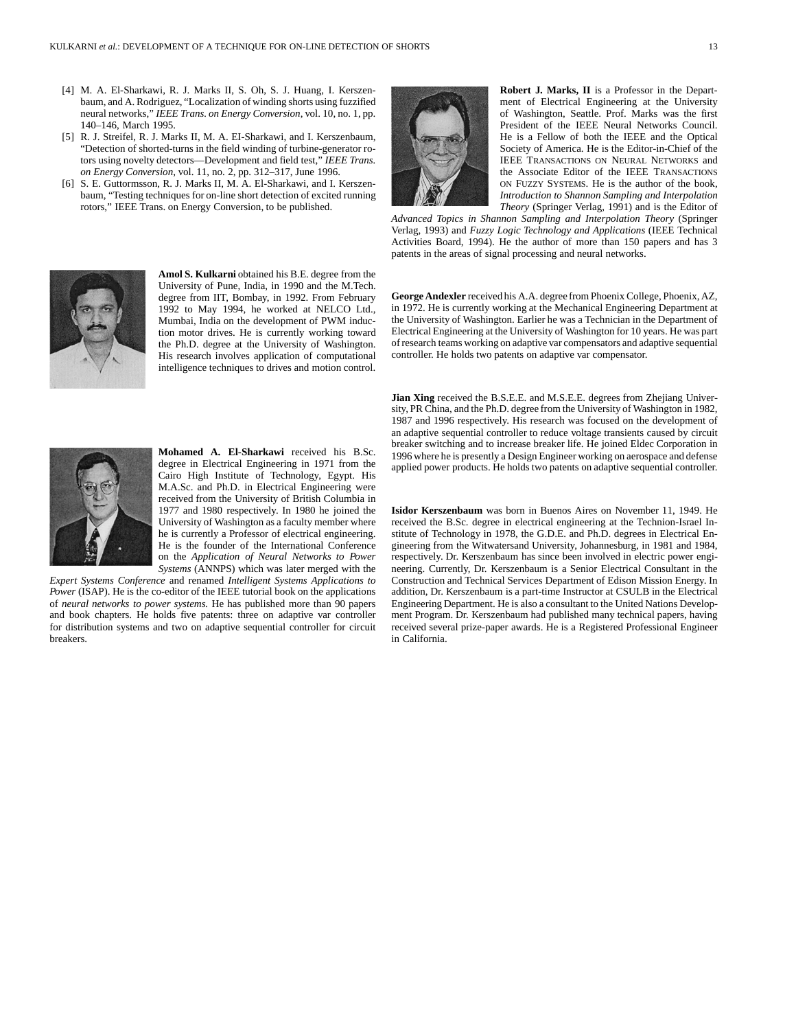[4] M. A. El-Sharkawi, R. J. Marks II, S. Oh, S. J. Huang, I. Kerszenbaum, and A. Rodriguez, "Localization of winding shorts using fuzzified neural networks," *IEEE Trans. on Energy Conversion*, vol. 10, no. 1, pp. 140–146, March 1995.

[5] R. J. Streifel, R. J. Marks II, M. A. EI-Sharkawi, and I. Kerszenbaum, "Detection of shorted-turns in the field winding of turbine-generator rotors using novelty detectors—Development and field test," *IEEE Trans. on Energy Conversion*, vol. 11, no. 2, pp. 312–317, June 1996.

[6] S. E. Guttormsson, R. J. Marks II, M. A. El-Sharkawi, and I. Kerszenbaum, "Testing techniques for on-line short detection of excited running rotors," IEEE Trans. on Energy Conversion, to be published.

**Amol S. Kulkarni** obtained his B.E. degree from the University of Pune, India, in 1990 and the M.Tech. degree from IIT, Bombay, in 1992. From February 1992 to May 1994, he worked at NELCO Ltd., Mumbai, India on the development of PWM induction motor drives. He is currently working toward the Ph.D. degree at the University of Washington. His research involves application of computational intelligence techniques to drives and motion control.

**Mohamed A. El-Sharkawi** received his B.Sc. degree in Electrical Engineering in 1971 from the Cairo High Institute of Technology, Egypt. His M.A.Sc. and Ph.D. in Electrical Engineering were received from the University of British Columbia in 1977 and 1980 respectively. In 1980 he joined the University of Washington as a faculty member where he is currently a Professor of electrical engineering. He is the founder of the International Conference on the *Application of Neural Networks to Power Systems* (ANNPS) which was later merged with the *Expert Systems Conference* and renamed *Intelligent Systems Applications to Power* (ISAP). He is the co-editor of the IEEE tutorial book on the applications of *neural networks to power systems.* He has published more than 90 papers and book chapters. He holds five patents: three on adaptive var controller for distribution systems and two on adaptive sequential controller for circuit breakers.

**Robert J. Marks, II** is a Professor in the Department of Electrical Engineering at the University of Washington, Seattle. Prof. Marks was the first President of the IEEE Neural Networks Council. He is a Fellow of both the IEEE and the Optical Society of America. He is the Editor-in-Chief of the IEEE TRANSACTIONS ON NEURAL NETWORKS and the Associate Editor of the IEEE TRANSACTIONS ON FUZZY SYSTEMS. He is the author of the book, *Introduction to Shannon Sampling and Interpolation Theory* (Springer Verlag, 1991) and is the Editor of *Advanced Topics in Shannon Sampling and Interpolation Theory* (Springer Verlag, 1993) and *Fuzzy Logic Technology and Applications* (IEEE Technical Activities Board, 1994). He the author of more than 150 papers and has 3 patents in the areas of signal processing and neural networks.

**George Andexler** received his A.A. degree from Phoenix College, Phoenix, AZ, in 1972. He is currently working at the Mechanical Engineering Department at the University of Washington. Earlier he was a Technician in the Department of Electrical Engineering at the University of Washington for 10 years. He was part of research teams working on adaptive var compensators and adaptive sequential controller. He holds two patents on adaptive var compensator.

**Jian Xing** received the B.S.E.E. and M.S.E.E. degrees from Zhejiang University, PR China, and the Ph.D. degree from the University of Washington in 1982, 1987 and 1996 respectively. His research was focused on the development of an adaptive sequential controller to reduce voltage transients caused by circuit breaker switching and to increase breaker life. He joined Eldec Corporation in 1996 where he is presently a Design Engineer working on aerospace and defense applied power products. He holds two patents on adaptive sequential controller.

**Isidor Kerszenbaum** was born in Buenos Aires on November 11, 1949. He received the B.Sc. degree in electrical engineering at the Technion-Israel Institute of Technology in 1978, the G.D.E. and Ph.D. degrees in Electrical Engineering from the Witwatersand University, Johannesburg, in 1981 and 1984, respectively. Dr. Kerszenbaum has since been involved in electric power engineering. Currently, Dr. Kerszenbaum is a Senior Electrical Consultant in the Construction and Technical Services Department of Edison Mission Energy. In addition, Dr. Kerszenbaum is a part-time Instructor at CSULB in the Electrical Engineering Department. He is also a consultant to the United Nations Development Program. Dr. Kerszenbaum had published many technical papers, having received several prize-paper awards. He is a Registered Professional Engineer in California.